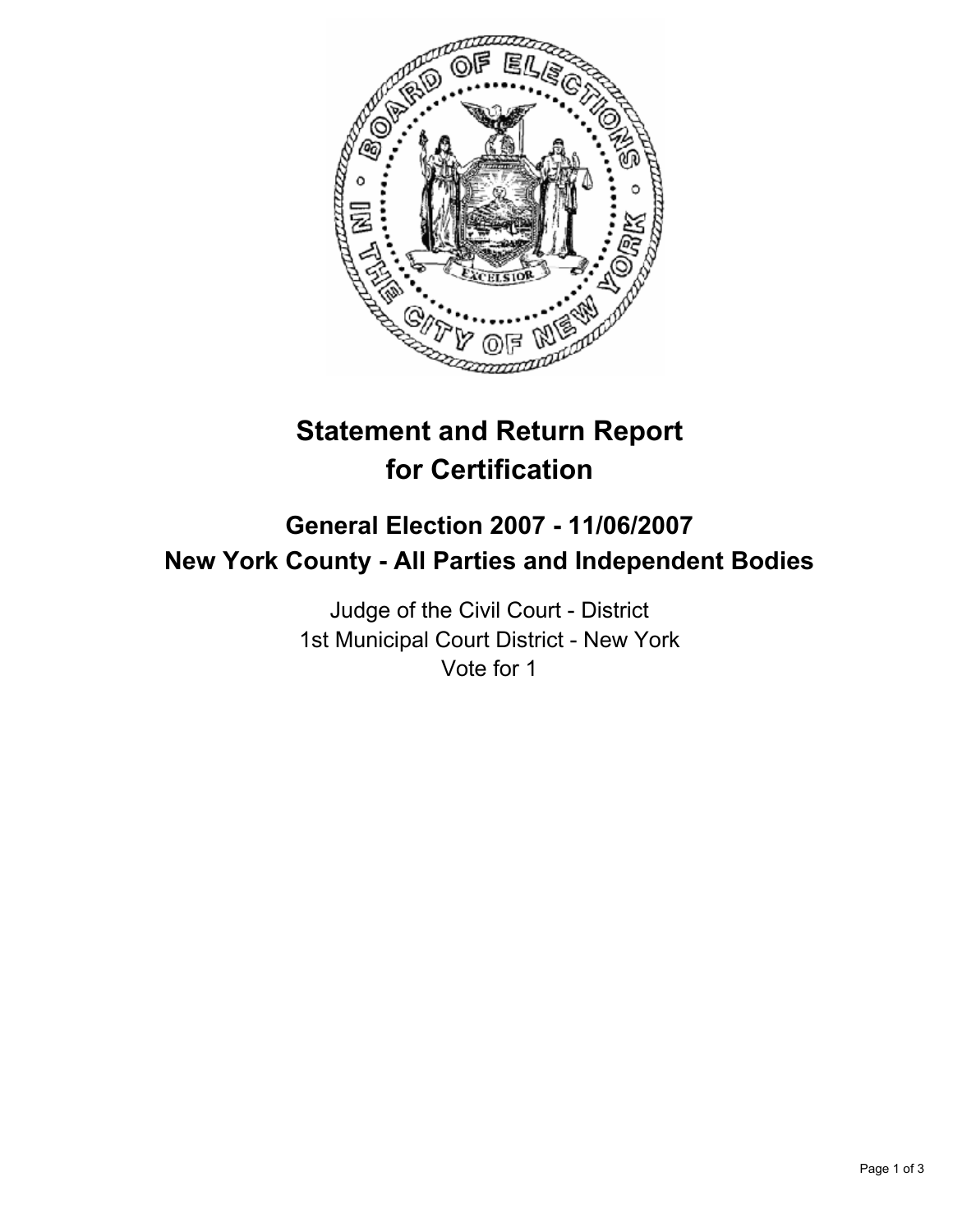# Statement and Return Report for Certification

## General Election 2007 - 11/06/2007
## New York County - All Parties and Independent Bodies

Judge of the Civil Court - District
1st Municipal Court District - New York
Vote for 1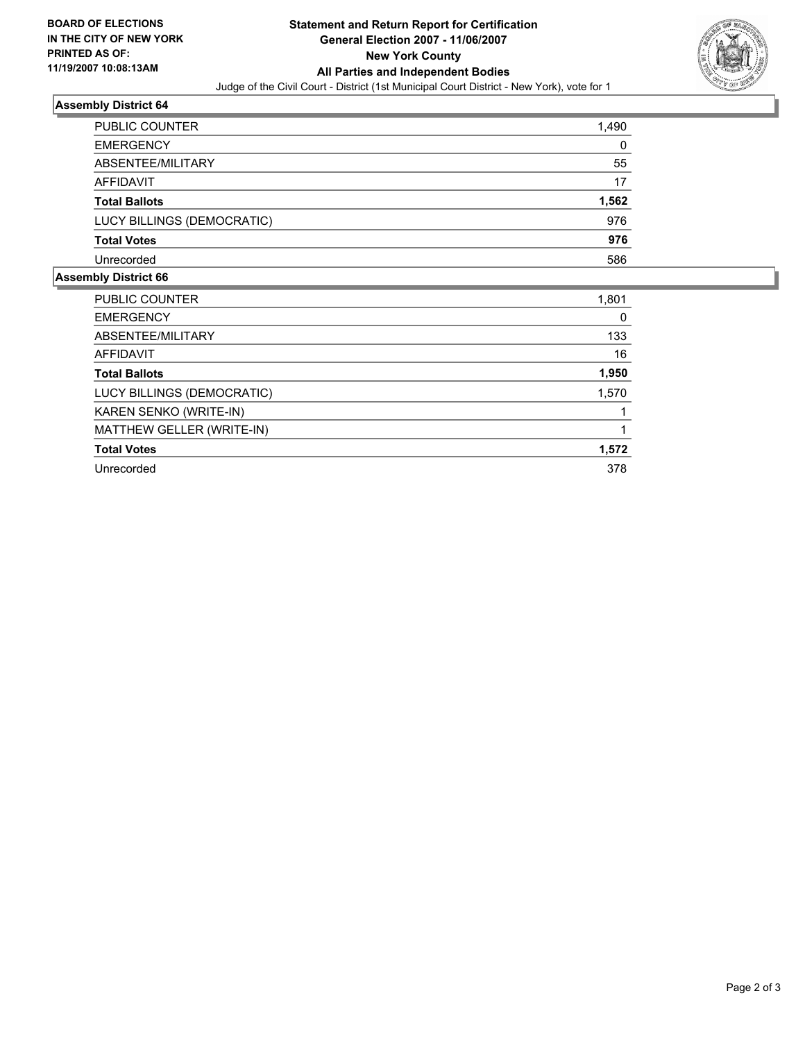**BOARD OF ELECTIONS IN THE CITY OF NEW YORK PRINTED AS OF: 11/19/2007 10:08:13AM**

# Statement and Return Report for Certification
## General Election 2007 - 11/06/2007
## New York County
## All Parties and Independent Bodies

Judge of the Civil Court - District (1st Municipal Court District - New York), vote for 1

### Assembly District 64

| | |
|---|---|
| PUBLIC COUNTER | 1,490 |
| EMERGENCY | 0 |
| ABSENTEE/MILITARY | 55 |
| AFFIDAVIT | 17 |
| **Total Ballots** | **1,562** |
| LUCY BILLINGS (DEMOCRATIC) | 976 |
| **Total Votes** | **976** |
| Unrecorded | 586 |

### Assembly District 66

| | |
|---|---|
| PUBLIC COUNTER | 1,801 |
| EMERGENCY | 0 |
| ABSENTEE/MILITARY | 133 |
| AFFIDAVIT | 16 |
| **Total Ballots** | **1,950** |
| LUCY BILLINGS (DEMOCRATIC) | 1,570 |
| KAREN SENKO (WRITE-IN) | 1 |
| MATTHEW GELLER (WRITE-IN) | 1 |
| **Total Votes** | **1,572** |
| Unrecorded | 378 |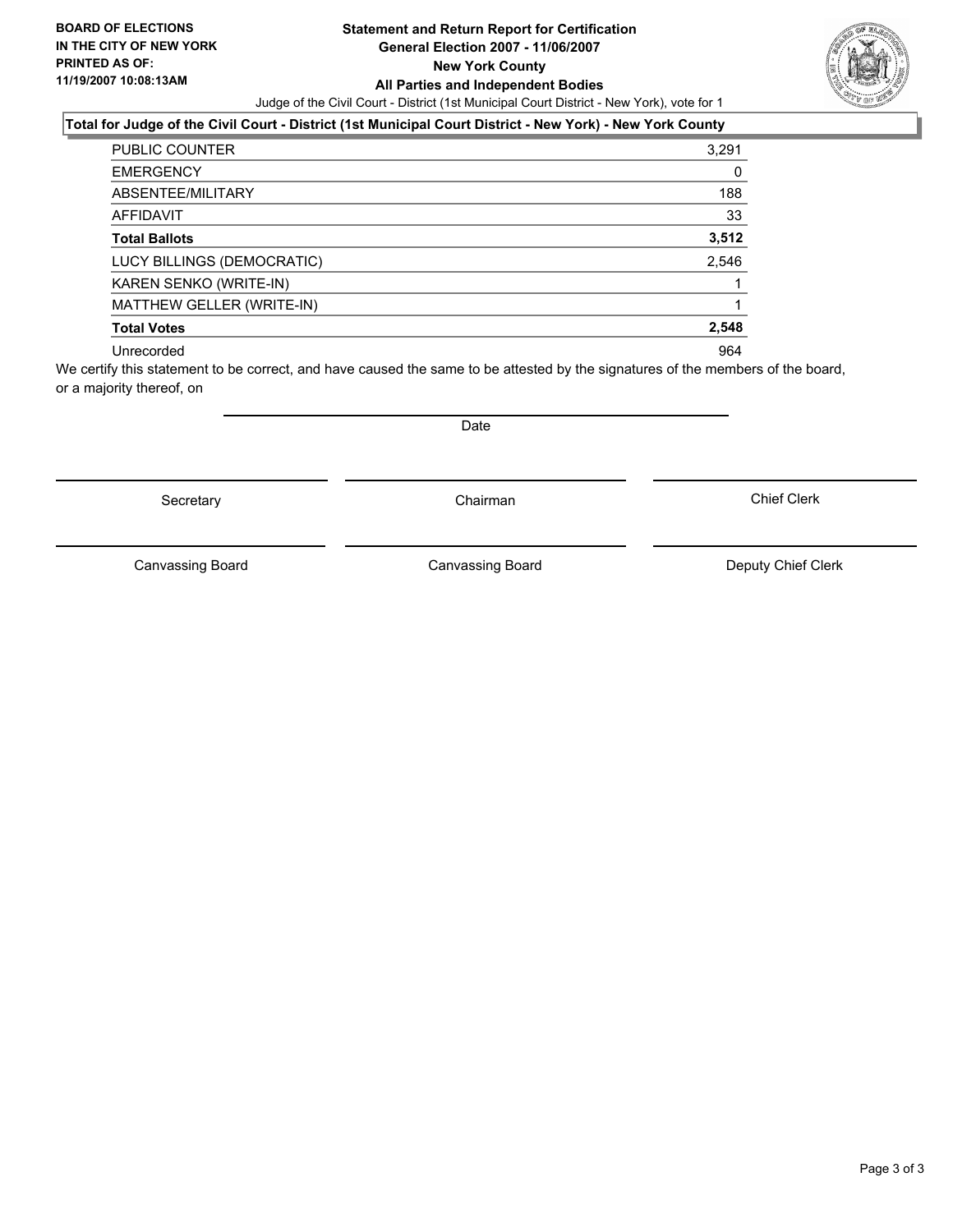**BOARD OF ELECTIONS IN THE CITY OF NEW YORK PRINTED AS OF: 11/19/2007 10:08:13AM**

**Statement and Return Report for Certification**
**General Election 2007 - 11/06/2007**
**New York County**
**All Parties and Independent Bodies**

Judge of the Civil Court - District (1st Municipal Court District - New York), vote for 1

**Total for Judge of the Civil Court - District (1st Municipal Court District - New York) - New York County**

| | |
|---|---|
| PUBLIC COUNTER | 3,291 |
| EMERGENCY | 0 |
| ABSENTEE/MILITARY | 188 |
| AFFIDAVIT | 33 |
| **Total Ballots** | **3,512** |
| LUCY BILLINGS (DEMOCRATIC) | 2,546 |
| KAREN SENKO (WRITE-IN) | 1 |
| MATTHEW GELLER (WRITE-IN) | 1 |
| **Total Votes** | **2,548** |
| Unrecorded | 964 |

We certify this statement to be correct, and have caused the same to be attested by the signatures of the members of the board, or a majority thereof, on

Date

Secretary | Chairman | Chief Clerk

Canvassing Board | Canvassing Board | Deputy Chief Clerk